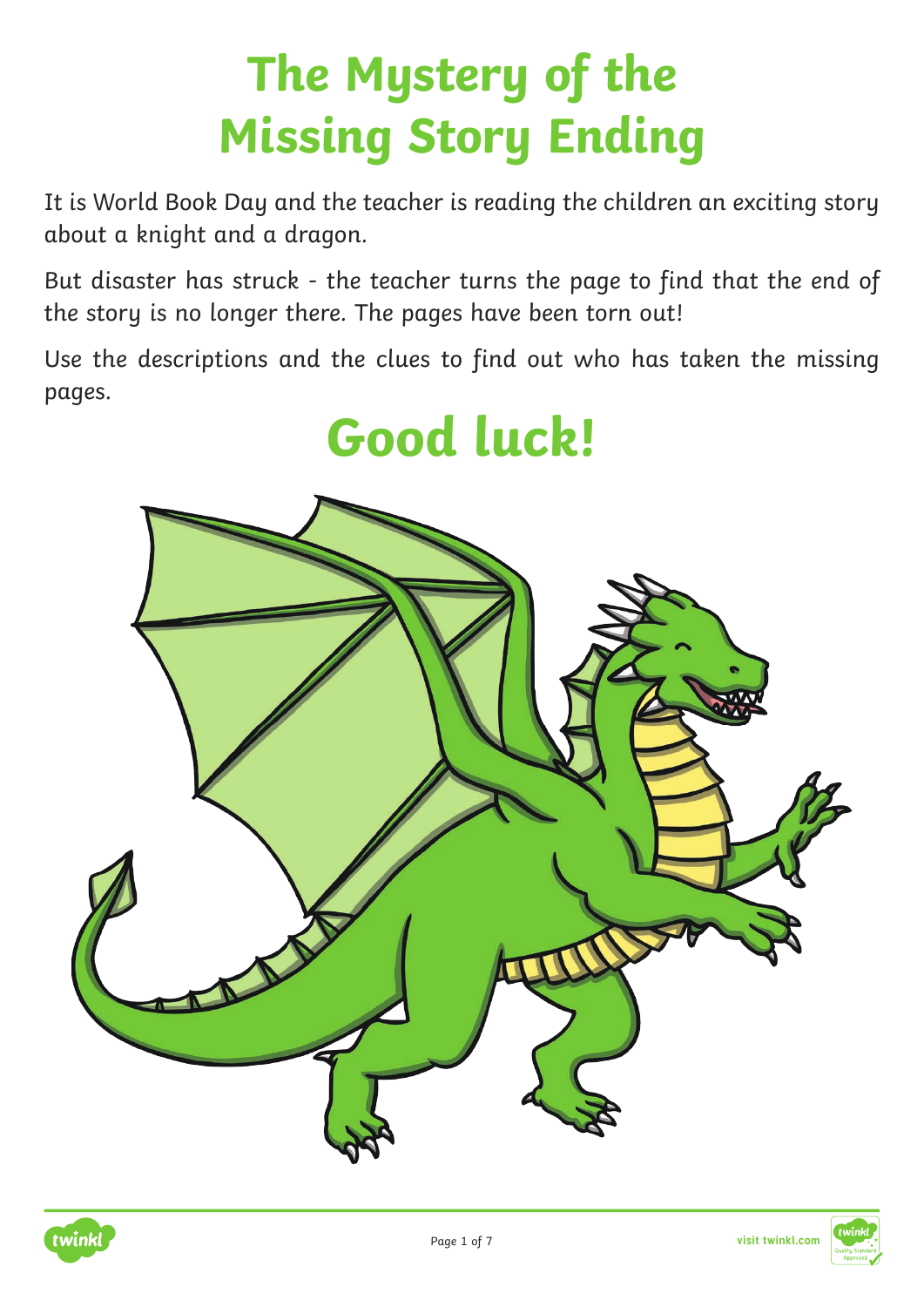# The Mystery of the Missing Story Ending

It is World Book Day and the teacher is reading the children an exciting story about a knight and a dragon.

But disaster has struck - the teacher turns the page to find that the end of the story is no longer there. The pages have been torn out!

Use the descriptions and the clues to find out who has taken the missing pages.

# Good luck!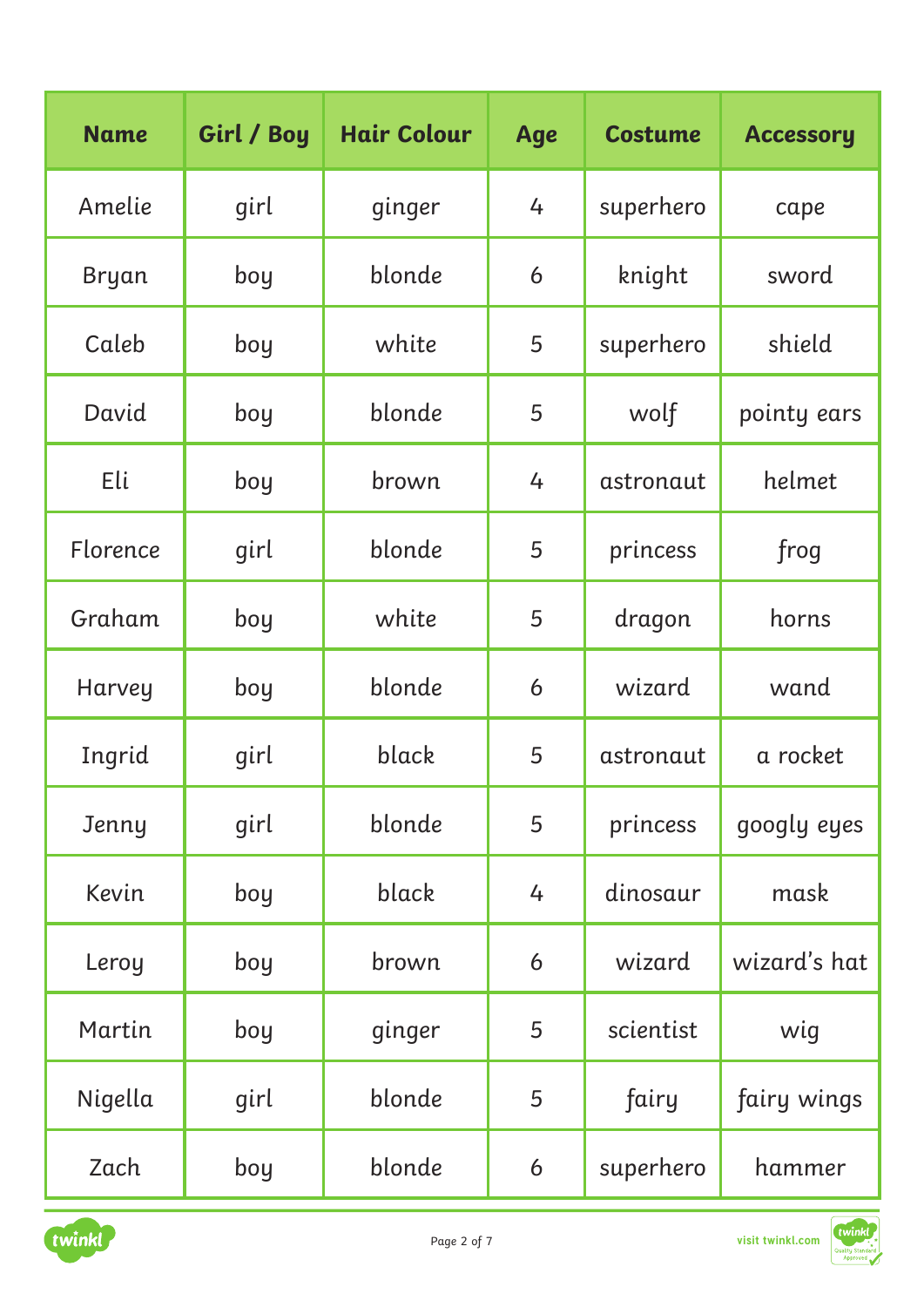| Name | Girl / Boy | Hair Colour | Age | Costume | Accessory |
|---|---|---|---|---|---|
| Amelie | girl | ginger | 4 | superhero | cape |
| Bryan | boy | blonde | 6 | knight | sword |
| Caleb | boy | white | 5 | superhero | shield |
| David | boy | blonde | 5 | wolf | pointy ears |
| Eli | boy | brown | 4 | astronaut | helmet |
| Florence | girl | blonde | 5 | princess | frog |
| Graham | boy | white | 5 | dragon | horns |
| Harvey | boy | blonde | 6 | wizard | wand |
| Ingrid | girl | black | 5 | astronaut | a rocket |
| Jenny | girl | blonde | 5 | princess | googly eyes |
| Kevin | boy | black | 4 | dinosaur | mask |
| Leroy | boy | brown | 6 | wizard | wizard's hat |
| Martin | boy | ginger | 5 | scientist | wig |
| Nigella | girl | blonde | 5 | fairy | fairy wings |
| Zach | boy | blonde | 6 | superhero | hammer |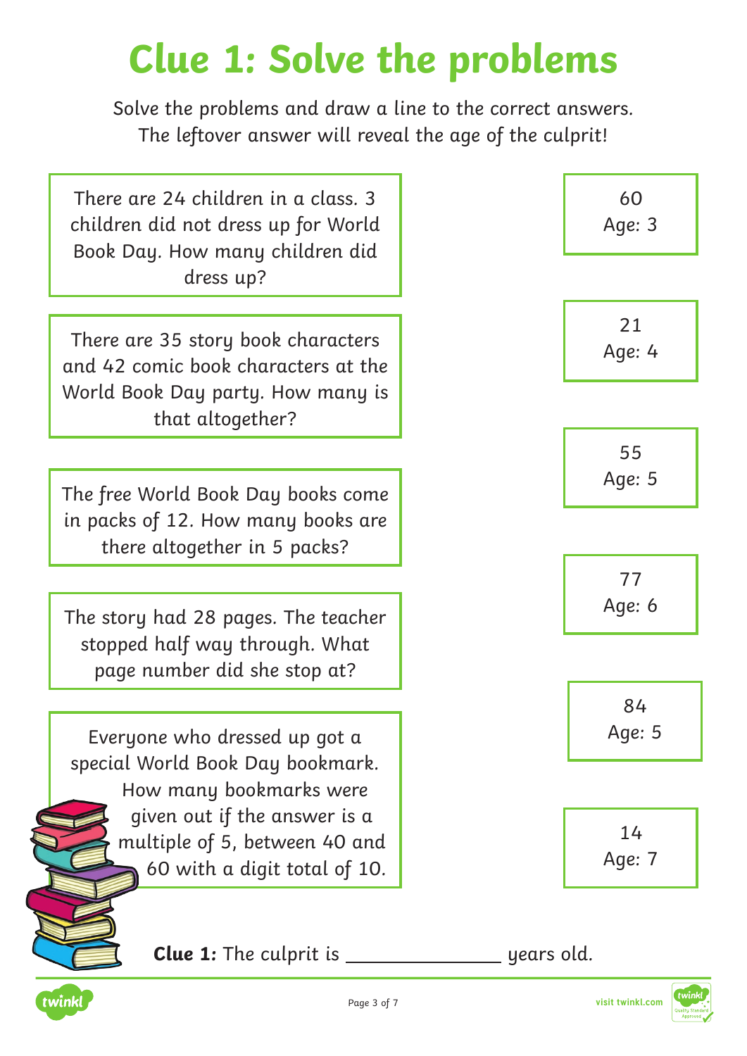# Clue 1: Solve the problems

Solve the problems and draw a line to the correct answers.
The leftover answer will reveal the age of the culprit!

There are 24 children in a class. 3 children did not dress up for World Book Day. How many children did dress up?

There are 35 story book characters and 42 comic book characters at the World Book Day party. How many is that altogether?

The free World Book Day books come in packs of 12. How many books are there altogether in 5 packs?

The story had 28 pages. The teacher stopped half way through. What page number did she stop at?

Everyone who dressed up got a special World Book Day bookmark. How many bookmarks were given out if the answer is a multiple of 5, between 40 and 60 with a digit total of 10.

60
Age: 3

21
Age: 4

55
Age: 5

77
Age: 6

84
Age: 5

14
Age: 7

**Clue 1:** The culprit is ______________ years old.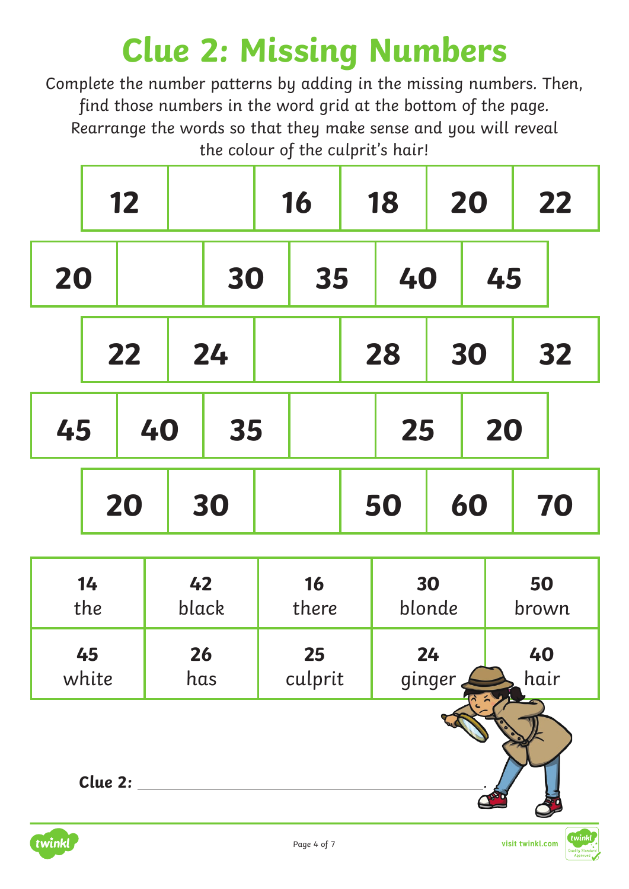# Clue 2: Missing Numbers

Complete the number patterns by adding in the missing numbers. Then, find those numbers in the word grid at the bottom of the page. Rearrange the words so that they make sense and you will reveal the colour of the culprit's hair!

| 12 | | 16 | 18 | 20 | 22 |
|---|---|---|---|---|---|

| 20 | | 30 | 35 | 40 | 45 |
|---|---|---|---|---|---|

| 22 | 24 | | 28 | 30 | 32 |
|---|---|---|---|---|---|

| 45 | 40 | 35 | | 25 | 20 |
|---|---|---|---|---|---|

| 20 | 30 | | 50 | 60 | 70 |
|---|---|---|---|---|---|

| 14 the | 42 black | 16 there | 30 blonde | 50 brown |
|---|---|---|---|---|
| 45 white | 26 has | 25 culprit | 24 ginger | 40 hair |

**Clue 2:** ______________________________________________.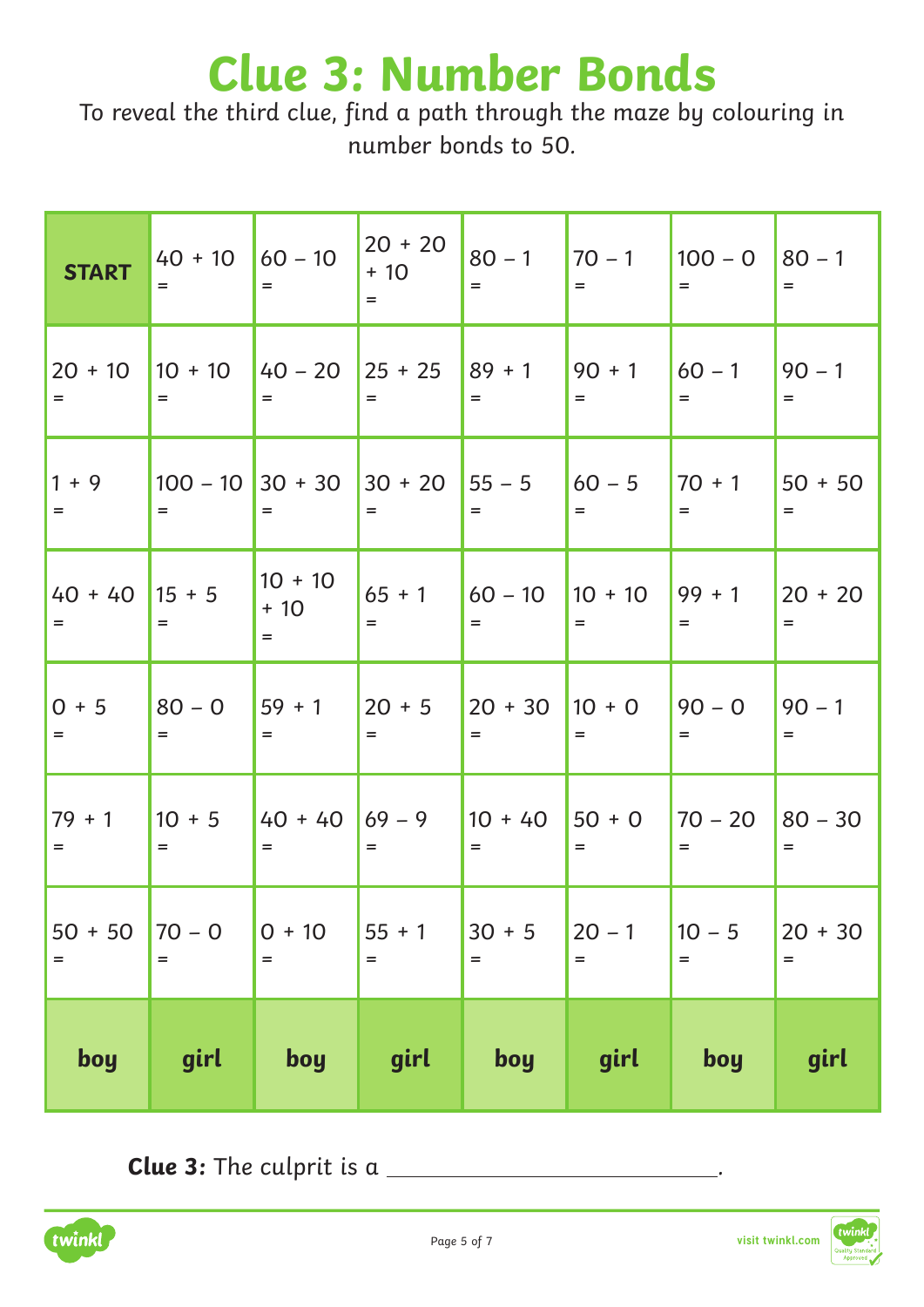# Clue 3: Number Bonds

To reveal the third clue, find a path through the maze by colouring in number bonds to 50.

| **START** | 40 + 10 = | 60 – 10 = | 20 + 20 + 10 = | 80 – 1 = | 70 – 1 = | 100 – 0 = | 80 – 1 = |
|---|---|---|---|---|---|---|---|
| 20 + 10 = | 10 + 10 = | 40 – 20 = | 25 + 25 = | 89 + 1 = | 90 + 1 = | 60 – 1 = | 90 – 1 = |
| 1 + 9 = | 100 – 10 = | 30 + 30 = | 30 + 20 = | 55 – 5 = | 60 – 5 = | 70 + 1 = | 50 + 50 = |
| 40 + 40 = | 15 + 5 = | 10 + 10 + 10 = | 65 + 1 = | 60 – 10 = | 10 + 10 = | 99 + 1 = | 20 + 20 = |
| 0 + 5 = | 80 – 0 = | 59 + 1 = | 20 + 5 = | 20 + 30 = | 10 + 0 = | 90 – 0 = | 90 – 1 = |
| 79 + 1 = | 10 + 5 = | 40 + 40 = | 69 – 9 = | 10 + 40 = | 50 + 0 = | 70 – 20 = | 80 – 30 = |
| 50 + 50 = | 70 – 0 = | 0 + 10 = | 55 + 1 = | 30 + 5 = | 20 – 1 = | 10 – 5 = | 20 + 30 = |
| **boy** | **girl** | **boy** | **girl** | **boy** | **girl** | **boy** | **girl** |

**Clue 3:** The culprit is a \_\_\_\_\_\_\_\_\_\_\_\_\_\_\_\_\_\_\_\_\_\_\_\_\_\_\_.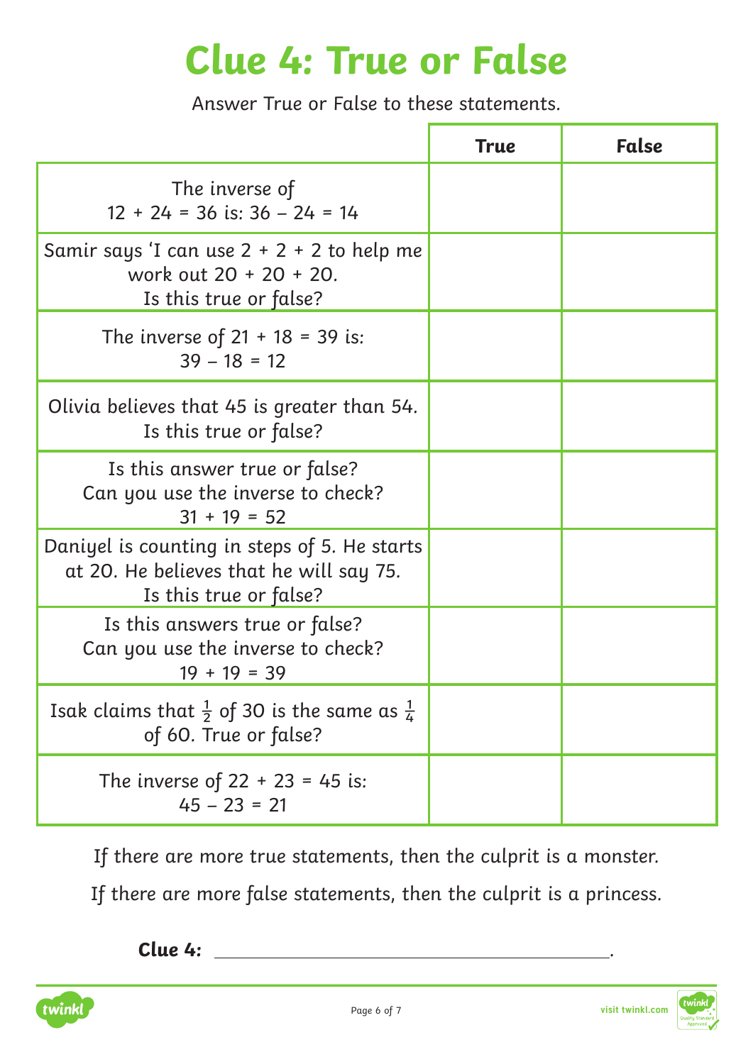# Clue 4: True or False

Answer True or False to these statements.

| | True | False |
|---|---|---|
| The inverse of $12 + 24 = 36$ is: $36 - 24 = 14$ | | |
| Samir says 'I can use $2 + 2 + 2$ to help me work out $20 + 20 + 20$. Is this true or false? | | |
| The inverse of $21 + 18 = 39$ is: $39 - 18 = 12$ | | |
| Olivia believes that 45 is greater than 54. Is this true or false? | | |
| Is this answer true or false? Can you use the inverse to check? $31 + 19 = 52$ | | |
| Daniyel is counting in steps of 5. He starts at 20. He believes that he will say 75. Is this true or false? | | |
| Is this answers true or false? Can you use the inverse to check? $19 + 19 = 39$ | | |
| Isak claims that $\frac{1}{2}$ of 30 is the same as $\frac{1}{4}$ of 60. True or false? | | |
| The inverse of $22 + 23 = 45$ is: $45 - 23 = 21$ | | |

If there are more true statements, then the culprit is a monster.

If there are more false statements, then the culprit is a princess.

**Clue 4:** ________________________________________.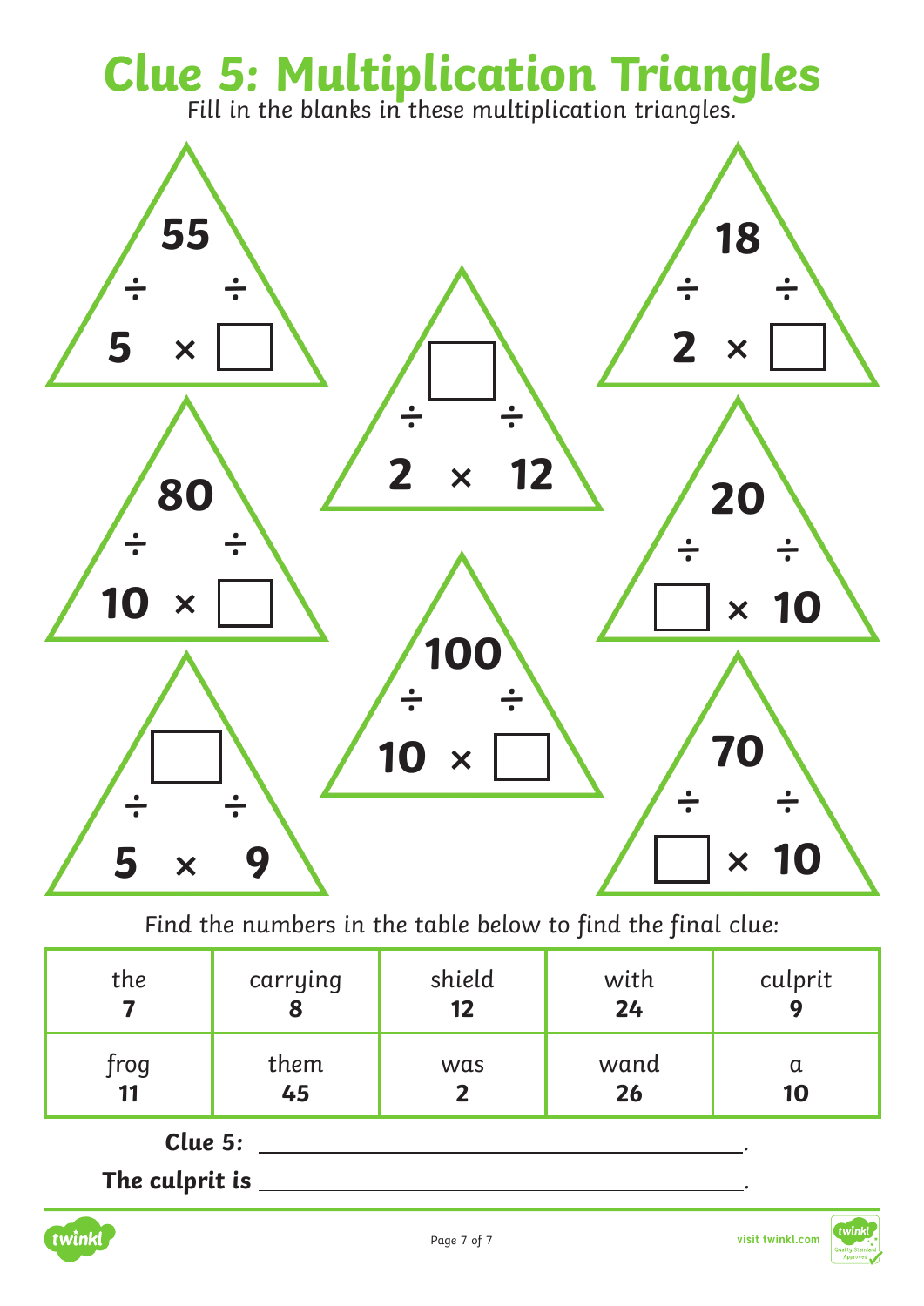# Clue 5: Multiplication Triangles

Fill in the blanks in these multiplication triangles.

55
÷ ÷
5 × ☐

☐
÷ ÷
2 × 12

18
÷ ÷
2 × ☐

80
÷ ÷
10 × ☐

20
÷ ÷
☐ × 10

100
÷ ÷
10 × ☐

☐
÷ ÷
5 × 9

70
÷ ÷
☐ × 10

Find the numbers in the table below to find the final clue:

| the<br>**7** | carrying<br>**8** | shield<br>**12** | with<br>**24** | culprit<br>**9** |
|---|---|---|---|---|
| frog<br>**11** | them<br>**45** | was<br>**2** | wand<br>**26** | a<br>**10** |

**Clue 5:** \_\_\_\_\_\_\_\_\_\_\_\_\_\_\_\_\_\_\_\_\_\_\_\_\_\_\_\_\_\_\_\_\_\_\_\_\_\_\_\_\_\_.

**The culprit is** \_\_\_\_\_\_\_\_\_\_\_\_\_\_\_\_\_\_\_\_\_\_\_\_\_\_\_\_\_\_\_\_\_\_\_\_\_\_\_\_\_\_.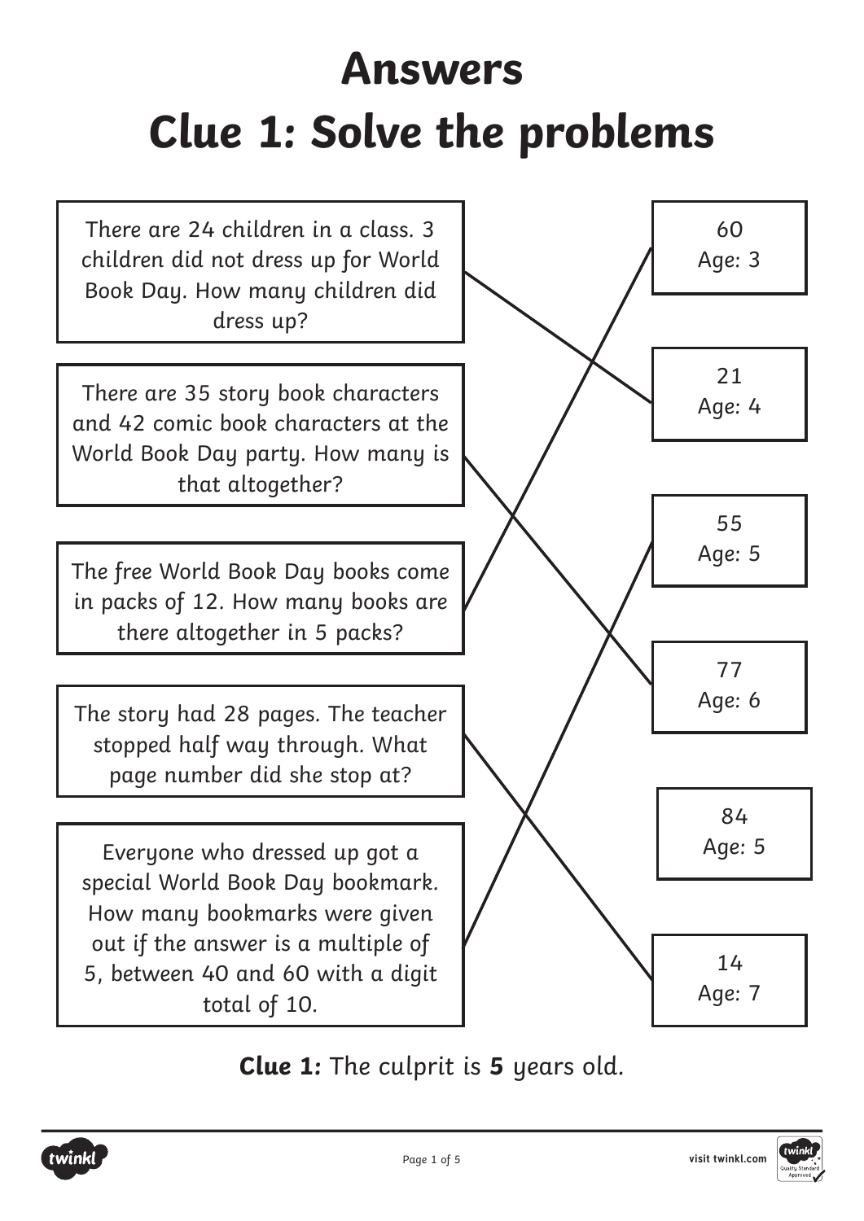# Answers

# Clue 1: Solve the problems

| Problem | Answer |
| --- | --- |
| There are 24 children in a class. 3 children did not dress up for World Book Day. How many children did dress up? | 21 Age: 4 |
| There are 35 story book characters and 42 comic book characters at the World Book Day party. How many is that altogether? | 77 Age: 6 |
| The free World Book Day books come in packs of 12. How many books are there altogether in 5 packs? | 60 Age: 3 |
| The story had 28 pages. The teacher stopped half way through. What page number did she stop at? | 14 Age: 7 |
| Everyone who dressed up got a special World Book Day bookmark. How many bookmarks were given out if the answer is a multiple of 5, between 40 and 60 with a digit total of 10. | 55 Age: 5 |

Answer boxes shown on the page (in order): 60 Age: 3; 21 Age: 4; 55 Age: 5; 77 Age: 6; 84 Age: 5; 14 Age: 7

**Clue 1:** The culprit is **5** years old.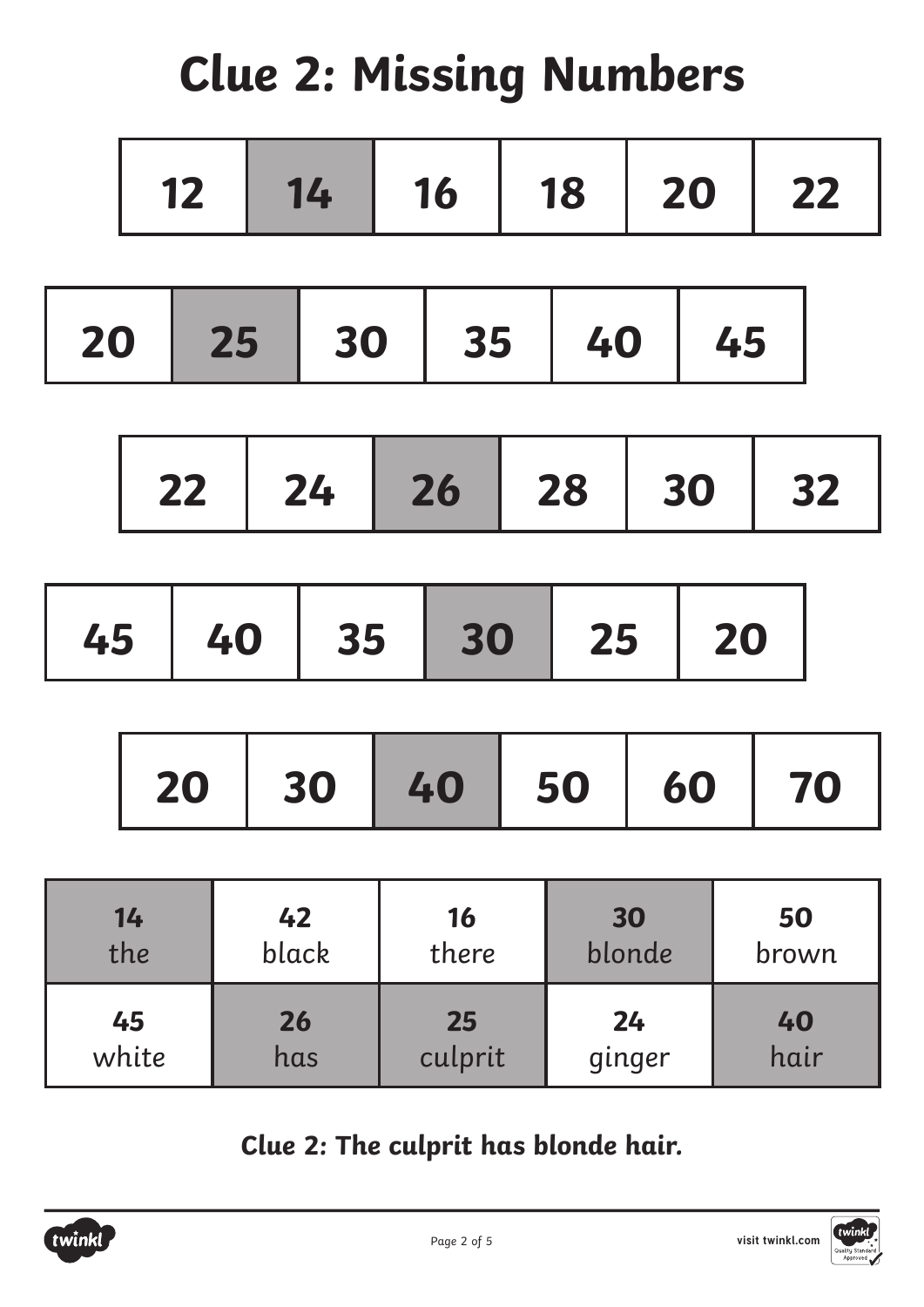# Clue 2: Missing Numbers

| 12 | 14 | 16 | 18 | 20 | 22 |
|---|---|---|---|---|---|

| 20 | 25 | 30 | 35 | 40 | 45 |
|---|---|---|---|---|---|

| 22 | 24 | 26 | 28 | 30 | 32 |
|---|---|---|---|---|---|

| 45 | 40 | 35 | 30 | 25 | 20 |
|---|---|---|---|---|---|

| 20 | 30 | 40 | 50 | 60 | 70 |
|---|---|---|---|---|---|

| | | | | |
|---|---|---|---|---|
| **14** the | **42** black | **16** there | **30** blonde | **50** brown |
| **45** white | **26** has | **25** culprit | **24** ginger | **40** hair |

**Clue 2: The culprit has blonde hair.**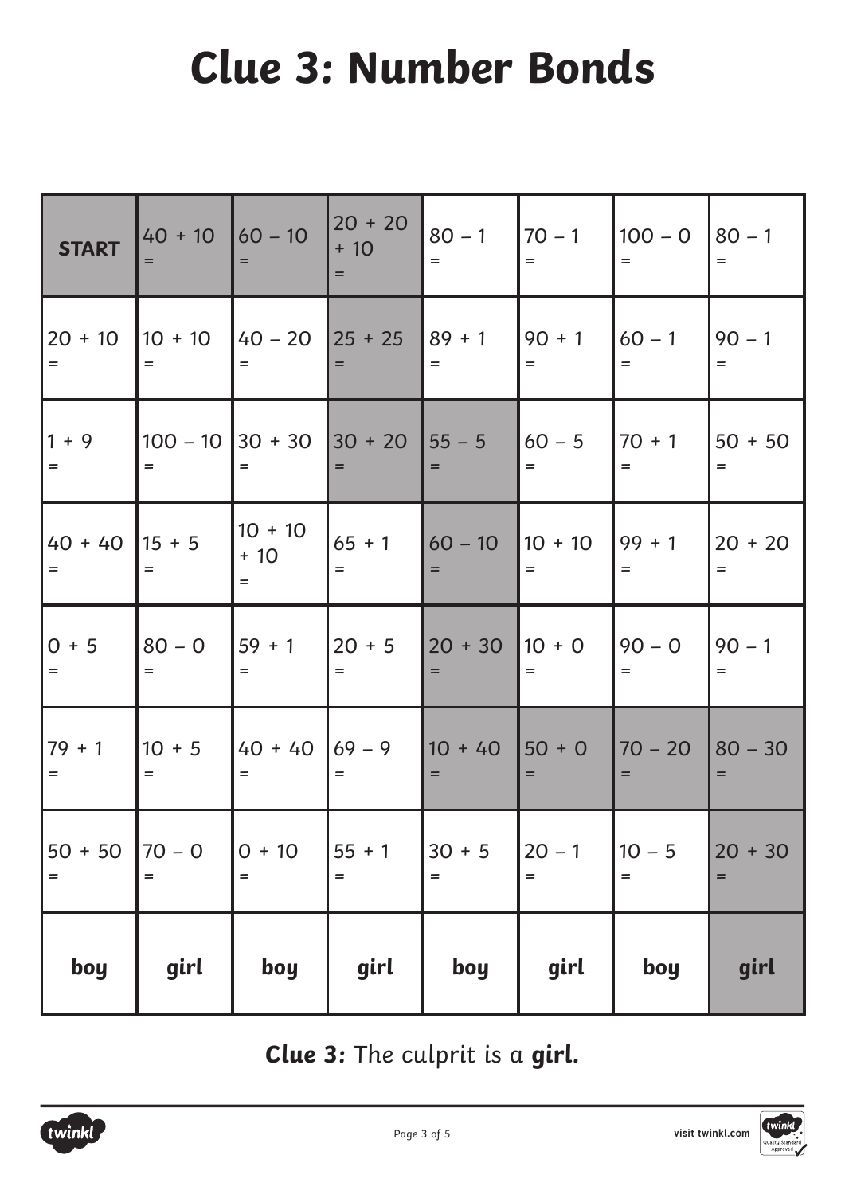# Clue 3: Number Bonds

| START | 40 + 10 = | 60 – 10 = | 20 + 20 + 10 = | 80 – 1 = | 70 – 1 = | 100 – 0 = | 80 – 1 = |
|---|---|---|---|---|---|---|---|
| 20 + 10 = | 10 + 10 = | 40 – 20 = | 25 + 25 = | 89 + 1 = | 90 + 1 = | 60 – 1 = | 90 – 1 = |
| 1 + 9 = | 100 – 10 = | 30 + 30 = | 30 + 20 = | 55 – 5 = | 60 – 5 = | 70 + 1 = | 50 + 50 = |
| 40 + 40 = | 15 + 5 = | 10 + 10 + 10 = | 65 + 1 = | 60 – 10 = | 10 + 10 = | 99 + 1 = | 20 + 20 = |
| 0 + 5 = | 80 – 0 = | 59 + 1 = | 20 + 5 = | 20 + 30 = | 10 + 0 = | 90 – 0 = | 90 – 1 = |
| 79 + 1 = | 10 + 5 = | 40 + 40 = | 69 – 9 = | 10 + 40 = | 50 + 0 = | 70 – 20 = | 80 – 30 = |
| 50 + 50 = | 70 – 0 = | 0 + 10 = | 55 + 1 = | 30 + 5 = | 20 – 1 = | 10 – 5 = | 20 + 30 = |
| **boy** | **girl** | **boy** | **girl** | **boy** | **girl** | **boy** | **girl** |

**Clue 3:** The culprit is a **girl.**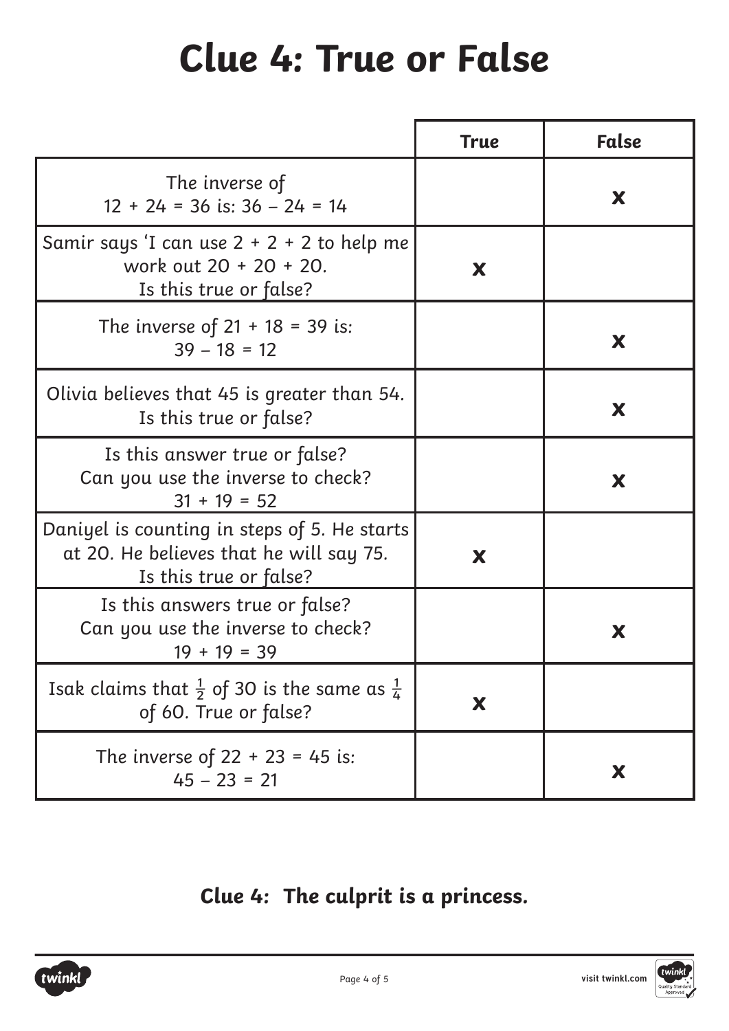# Clue 4: True or False

| | True | False |
|---|---|---|
| The inverse of 12 + 24 = 36 is: 36 – 24 = 14 | | x |
| Samir says 'I can use 2 + 2 + 2 to help me work out 20 + 20 + 20. Is this true or false? | x | |
| The inverse of 21 + 18 = 39 is: 39 – 18 = 12 | | x |
| Olivia believes that 45 is greater than 54. Is this true or false? | | x |
| Is this answer true or false? Can you use the inverse to check? 31 + 19 = 52 | | x |
| Daniyel is counting in steps of 5. He starts at 20. He believes that he will say 75. Is this true or false? | x | |
| Is this answers true or false? Can you use the inverse to check? 19 + 19 = 39 | | x |
| Isak claims that $\frac{1}{2}$ of 30 is the same as $\frac{1}{4}$ of 60. True or false? | x | |
| The inverse of 22 + 23 = 45 is: 45 – 23 = 21 | | x |

**Clue 4: The culprit is a princess.**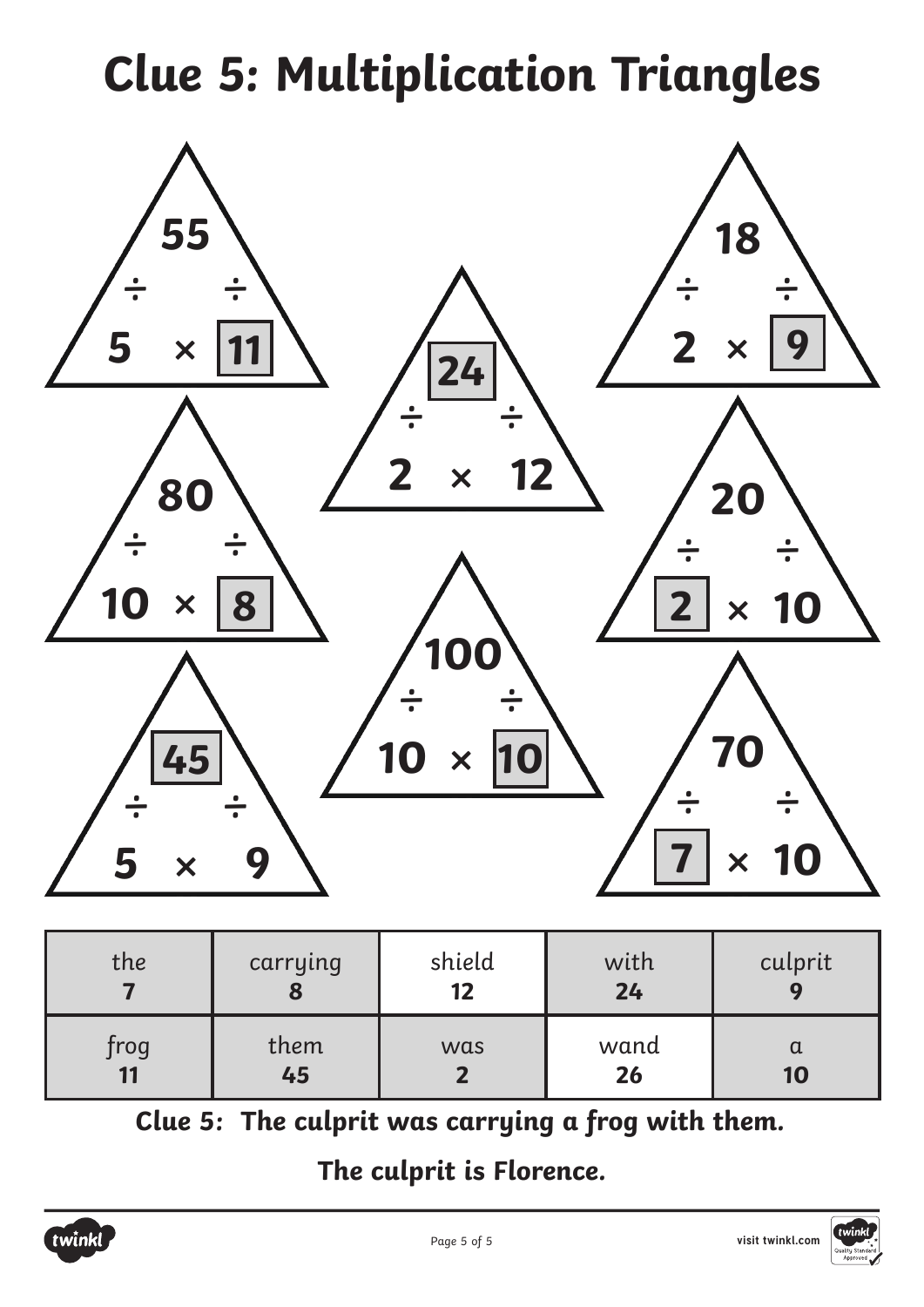# Clue 5: Multiplication Triangles

55
÷ ÷
5 × **11**

24
÷ ÷
2 × 12

18
÷ ÷
2 × **9**

80
÷ ÷
10 × **8**

20
÷ ÷
**2** × 10

100
÷ ÷
10 × **10**

**45**
÷ ÷
5 × 9

70
÷ ÷
**7** × 10

| | | | | |
|---|---|---|---|---|
| the **7** | carrying **8** | shield **12** | with **24** | culprit **9** |
| frog **11** | them **45** | was **2** | wand **26** | a **10** |

**Clue 5: The culprit was carrying a frog with them.**

**The culprit is Florence.**